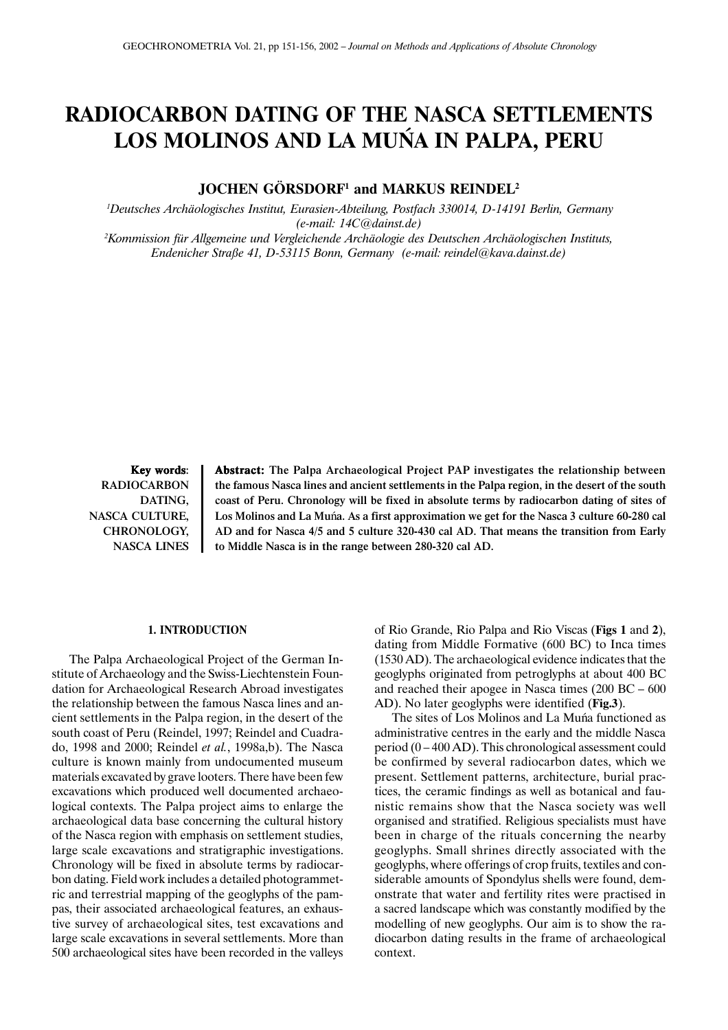# RADIOCARBON DATING OF THE NASCA SETTLEMENTS LOS MOLINOS AND LA MUŃA IN PALPA, PERU

**JOCHEN GÖRSDORF[1] and MARKUS REINDEL[2]**

[1]*Deutsches Archäologisches Institut, Eurasien-Abteilung, Postfach 330014, D-14191 Berlin, Germany (e-mail: 14C@dainst.de)*

[2]*Kommission für Allgemeine und Vergleichende Archäologie des Deutschen Archäologischen Instituts, Endenicher Straße 41, D-53115 Bonn, Germany (e-mail: reindel@kava.dainst.de)*

**Key words:** RADIOCARBON DATING, NASCA CULTURE, CHRONOLOGY, NASCA LINES

**Abstract: The Palpa Archaeological Project PAP investigates the relationship between the famous Nasca lines and ancient settlements in the Palpa region, in the desert of the south coast of Peru. Chronology will be fixed in absolute terms by radiocarbon dating of sites of Los Molinos and La Muńa. As a first approximation we get for the Nasca 3 culture 60-280 cal AD and for Nasca 4/5 and 5 culture 320-430 cal AD. That means the transition from Early to Middle Nasca is in the range between 280-320 cal AD.**

## 1. INTRODUCTION

The Palpa Archaeological Project of the German Institute of Archaeology and the Swiss-Liechtenstein Foundation for Archaeological Research Abroad investigates the relationship between the famous Nasca lines and ancient settlements in the Palpa region, in the desert of the south coast of Peru (Reindel, 1997; Reindel and Cuadrado, 1998 and 2000; Reindel *et al.*, 1998a,b). The Nasca culture is known mainly from undocumented museum materials excavated by grave looters. There have been few excavations which produced well documented archaeological contexts. The Palpa project aims to enlarge the archaeological data base concerning the cultural history of the Nasca region with emphasis on settlement studies, large scale excavations and stratigraphic investigations. Chronology will be fixed in absolute terms by radiocarbon dating. Field work includes a detailed photogrammetric and terrestrial mapping of the geoglyphs of the pampas, their associated archaeological features, an exhaustive survey of archaeological sites, test excavations and large scale excavations in several settlements. More than 500 archaeological sites have been recorded in the valleys of Rio Grande, Rio Palpa and Rio Viscas (**Figs 1** and **2**), dating from Middle Formative (600 BC) to Inca times (1530 AD). The archaeological evidence indicates that the geoglyphs originated from petroglyphs at about 400 BC and reached their apogee in Nasca times (200 BC – 600 AD). No later geoglyphs were identified (**Fig.3**).

The sites of Los Molinos and La Muńa functioned as administrative centres in the early and the middle Nasca period (0 – 400 AD). This chronological assessment could be confirmed by several radiocarbon dates, which we present. Settlement patterns, architecture, burial practices, the ceramic findings as well as botanical and faunistic remains show that the Nasca society was well organised and stratified. Religious specialists must have been in charge of the rituals concerning the nearby geoglyphs. Small shrines directly associated with the geoglyphs, where offerings of crop fruits, textiles and considerable amounts of Spondylus shells were found, demonstrate that water and fertility rites were practised in a sacred landscape which was constantly modified by the modelling of new geoglyphs. Our aim is to show the radiocarbon dating results in the frame of archaeological context.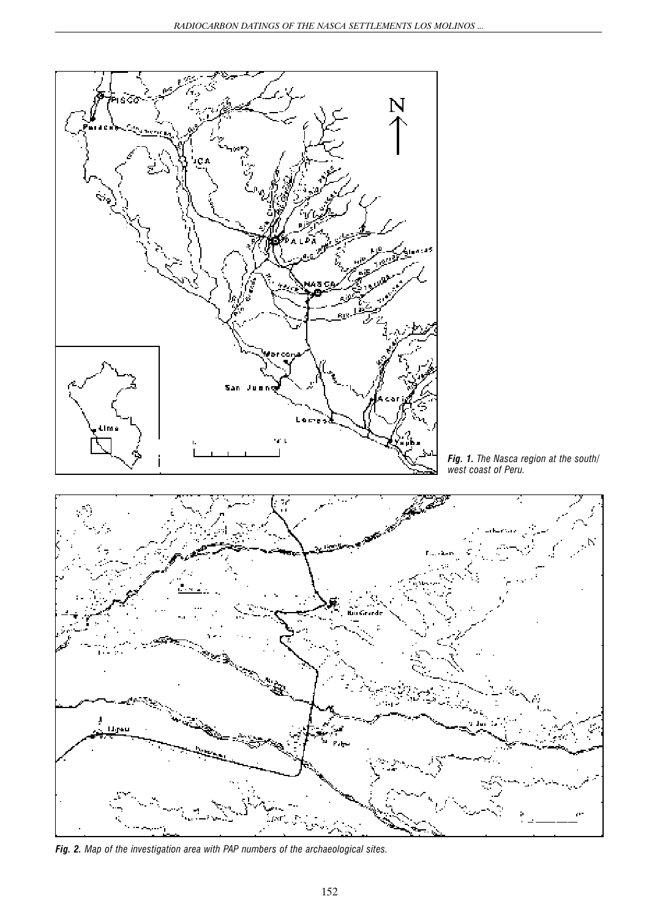*Fig. 1. The Nasca region at the south/west coast of Peru.*

*Fig. 2. Map of the investigation area with PAP numbers of the archaeological sites.*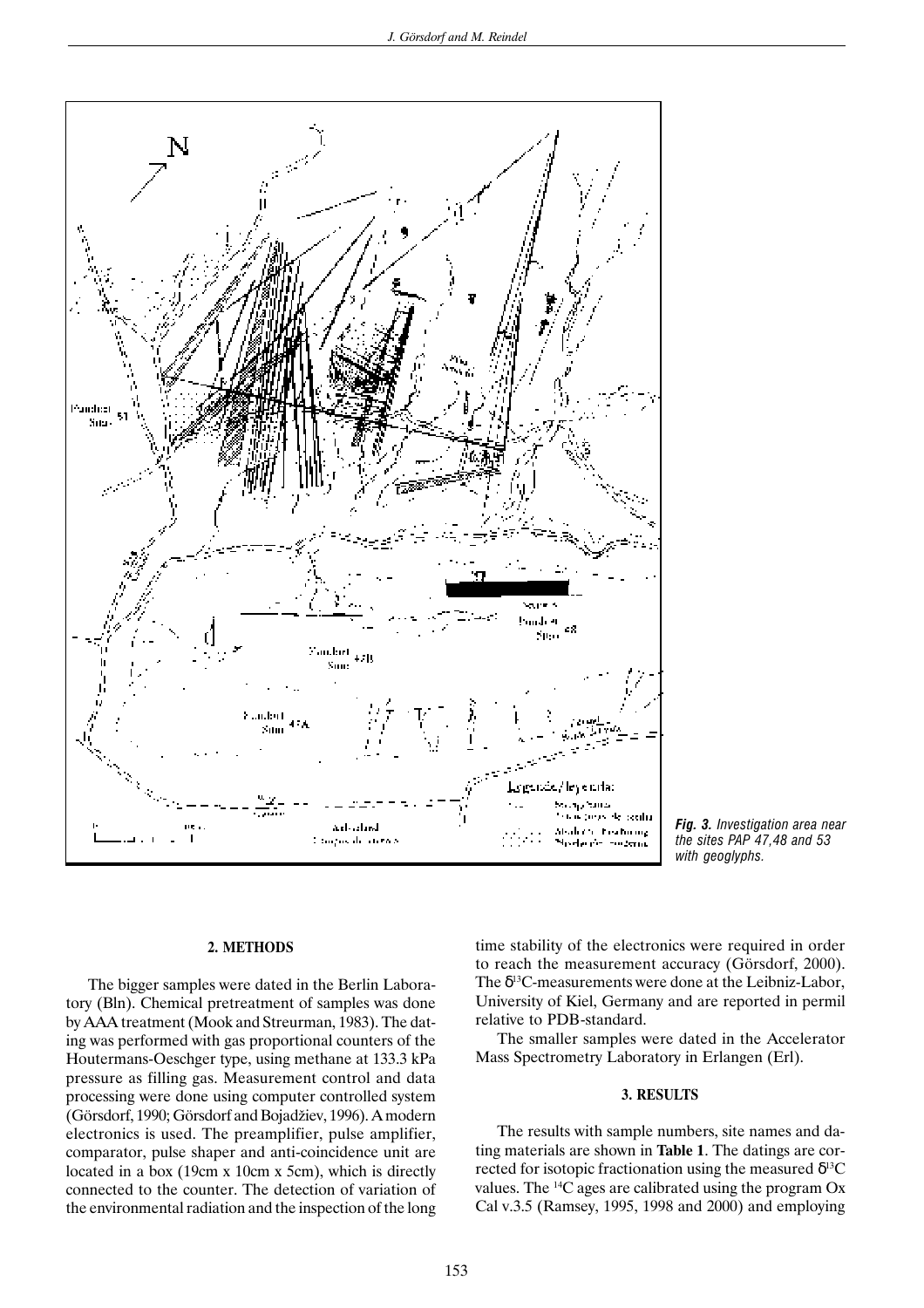*Fig. 3. Investigation area near the sites PAP 47,48 and 53 with geoglyphs.*

## 2. METHODS

The bigger samples were dated in the Berlin Laboratory (Bln). Chemical pretreatment of samples was done by AAA treatment (Mook and Streurman, 1983). The dating was performed with gas proportional counters of the Houtermans-Oeschger type, using methane at 133.3 kPa pressure as filling gas. Measurement control and data processing were done using computer controlled system (Görsdorf, 1990; Görsdorf and Bojadžiev, 1996). A modern electronics is used. The preamplifier, pulse amplifier, comparator, pulse shaper and anti-coincidence unit are located in a box (19cm x 10cm x 5cm), which is directly connected to the counter. The detection of variation of the environmental radiation and the inspection of the long time stability of the electronics were required in order to reach the measurement accuracy (Görsdorf, 2000). The $\delta^{13}C$-measurements were done at the Leibniz-Labor, University of Kiel, Germany and are reported in permil relative to PDB-standard.

The smaller samples were dated in the Accelerator Mass Spectrometry Laboratory in Erlangen (Erl).

## 3. RESULTS

The results with sample numbers, site names and dating materials are shown in **Table 1**. The datings are corrected for isotopic fractionation using the measured $\delta^{13}C$ values. The $^{14}C$ ages are calibrated using the program Ox Cal v.3.5 (Ramsey, 1995, 1998 and 2000) and employing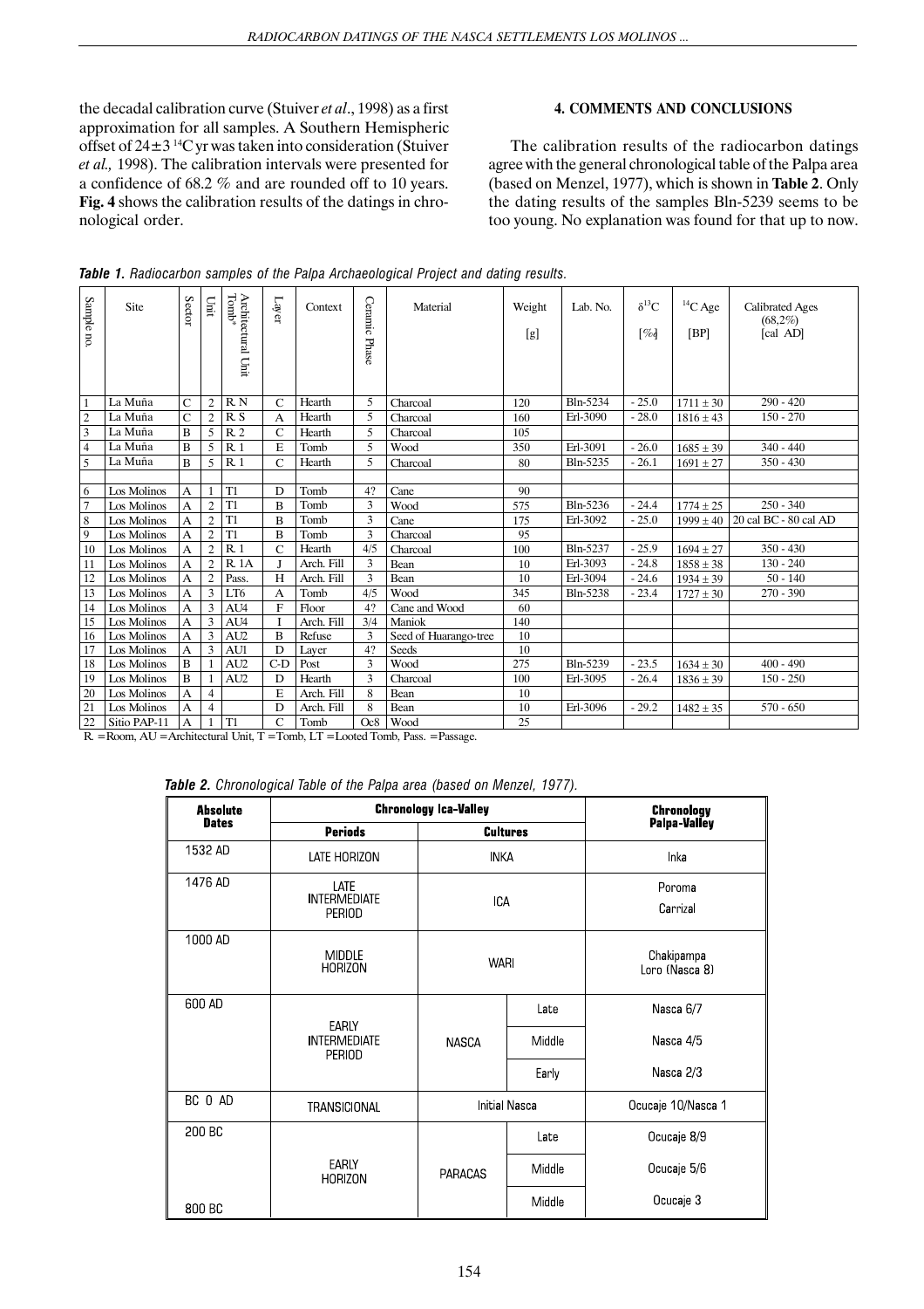the decadal calibration curve (Stuiver *et al*., 1998) as a first approximation for all samples. A Southern Hemispheric offset of 24±3 $^{14}$C yr was taken into consideration (Stuiver *et al.,* 1998). The calibration intervals were presented for a confidence of 68.2 % and are rounded off to 10 years. **Fig. 4** shows the calibration results of the datings in chronological order.

## 4. COMMENTS AND CONCLUSIONS

The calibration results of the radiocarbon datings agree with the general chronological table of the Palpa area (based on Menzel, 1977), which is shown in **Table 2**. Only the dating results of the samples Bln-5239 seems to be too young. No explanation was found for that up to now.

***Table 1.*** *Radiocarbon samples of the Palpa Archaeological Project and dating results.*

| Sample no. | Site | Sector | Unit | Architectural Unit Tomb* | Layer | Context | Ceramic Phase | Material | Weight [g] | Lab. No. | $\delta^{13}$C [‰] | $^{14}$C Age [BP] | Calibrated Ages (68,2%) [cal AD] |
|---|---|---|---|---|---|---|---|---|---|---|---|---|---|
| 1 | La Muña | C | 2 | R. N | C | Hearth | 5 | Charcoal | 120 | Bln-5234 | - 25.0 | 1711 ± 30 | 290 - 420 |
| 2 | La Muña | C | 2 | R. S | A | Hearth | 5 | Charcoal | 160 | Erl-3090 | - 28.0 | 1816 ± 43 | 150 - 270 |
| 3 | La Muña | B | 5 | R. 2 | C | Hearth | 5 | Charcoal | 105 | | | | |
| 4 | La Muña | B | 5 | R. 1 | E | Tomb | 5 | Wood | 350 | Erl-3091 | - 26.0 | 1685 ± 39 | 340 - 440 |
| 5 | La Muña | B | 5 | R. 1 | C | Hearth | 5 | Charcoal | 80 | Bln-5235 | - 26.1 | 1691 ± 27 | 350 - 430 |
| | | | | | | | | | | | | | |
| 6 | Los Molinos | A | 1 | T1 | D | Tomb | 4? | Cane | 90 | | | | |
| 7 | Los Molinos | A | 2 | T1 | B | Tomb | 3 | Wood | 575 | Bln-5236 | - 24.4 | 1774 ± 25 | 250 - 340 |
| 8 | Los Molinos | A | 2 | T1 | B | Tomb | 3 | Cane | 175 | Erl-3092 | - 25.0 | 1999 ± 40 | 20 cal BC - 80 cal AD |
| 9 | Los Molinos | A | 2 | T1 | B | Tomb | 3 | Charcoal | 95 | | | | |
| 10 | Los Molinos | A | 2 | R. 1 | C | Hearth | 4/5 | Charcoal | 100 | Bln-5237 | - 25.9 | 1694 ± 27 | 350 - 430 |
| 11 | Los Molinos | A | 2 | R. 1A | J | Arch. Fill | 3 | Bean | 10 | Erl-3093 | - 24.8 | 1858 ± 38 | 130 - 240 |
| 12 | Los Molinos | A | 2 | Pass. | H | Arch. Fill | 3 | Bean | 10 | Erl-3094 | - 24.6 | 1934 ± 39 | 50 - 140 |
| 13 | Los Molinos | A | 3 | LT6 | A | Tomb | 4/5 | Wood | 345 | Bln-5238 | - 23.4 | 1727 ± 30 | 270 - 390 |
| 14 | Los Molinos | A | 3 | AU4 | F | Floor | 4? | Cane and Wood | 60 | | | | |
| 15 | Los Molinos | A | 3 | AU4 | I | Arch. Fill | 3/4 | Maniok | 140 | | | | |
| 16 | Los Molinos | A | 3 | AU2 | B | Refuse | 3 | Seed of Huarango-tree | 10 | | | | |
| 17 | Los Molinos | A | 3 | AU1 | D | Layer | 4? | Seeds | 10 | | | | |
| 18 | Los Molinos | B | 1 | AU2 | C-D | Post | 3 | Wood | 275 | Bln-5239 | - 23.5 | 1634 ± 30 | 400 - 490 |
| 19 | Los Molinos | B | 1 | AU2 | D | Hearth | 3 | Charcoal | 100 | Erl-3095 | - 26.4 | 1836 ± 39 | 150 - 250 |
| 20 | Los Molinos | A | 4 | | E | Arch. Fill | 8 | Bean | 10 | | | | |
| 21 | Los Molinos | A | 4 | | D | Arch. Fill | 8 | Bean | 10 | Erl-3096 | - 29.2 | 1482 ± 35 | 570 - 650 |
| 22 | Sitio PAP-11 | A | 1 | T1 | C | Tomb | Oc8 | Wood | 25 | | | | |

R. = Room, AU = Architectural Unit, T = Tomb, LT = Looted Tomb, Pass. = Passage.

***Table 2.*** *Chronological Table of the Palpa area (based on Menzel, 1977).*

| Absolute Dates | Chronology Ica-Valley | | | Chronology Palpa-Valley |
|---|---|---|---|---|
| | Periods | Cultures | | |
| 1532 AD | LATE HORIZON | INKA | | Inka |
| 1476 AD | LATE INTERMEDIATE PERIOD | ICA | | Poroma<br>Carrizal |
| 1000 AD | MIDDLE HORIZON | WARI | | Chakipampa<br>Loro (Nasca 8) |
| 600 AD | EARLY INTERMEDIATE PERIOD | NASCA | Late | Nasca 6/7 |
| | | | Middle | Nasca 4/5 |
| | | | Early | Nasca 2/3 |
| BC 0 AD | TRANSICIONAL | Initial Nasca | | Ocucaje 10/Nasca 1 |
| 200 BC | EARLY HORIZON | PARACAS | Late | Ocucaje 8/9 |
| | | | Middle | Ocucaje 5/6 |
| 800 BC | | | Middle | Ocucaje 3 |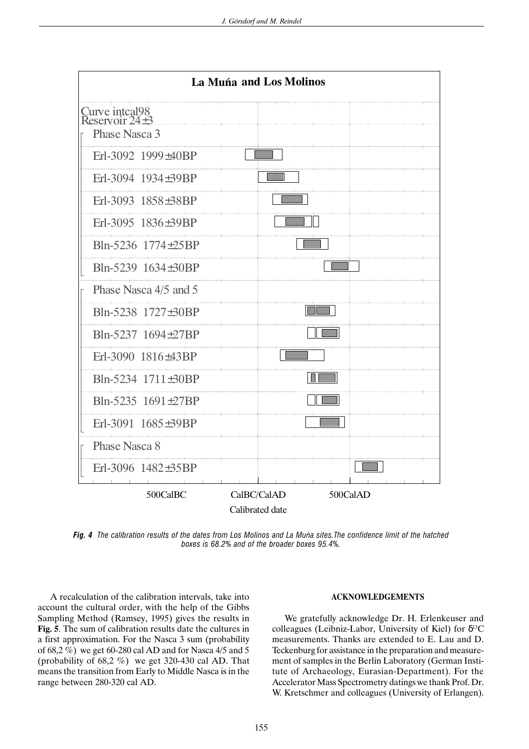**Fig. 4** *The calibration results of the dates from Los Molinos and La Muńa sites.The confidence limit of the hatched boxes is 68.2% and of the broader boxes 95.4%.*

A recalculation of the calibration intervals, take into account the cultural order, with the help of the Gibbs Sampling Method (Ramsey, 1995) gives the results in **Fig. 5**. The sum of calibration results date the cultures in a first approximation. For the Nasca 3 sum (probability of 68,2 %) we get 60-280 cal AD and for Nasca 4/5 and 5 (probability of 68,2 %) we get 320-430 cal AD. That means the transition from Early to Middle Nasca is in the range between 280-320 cal AD.

## ACKNOWLEDGEMENTS

We gratefully acknowledge Dr. H. Erlenkeuser and colleagues (Leibniz-Labor, University of Kiel) for $\delta^{13}C$ measurements. Thanks are extended to E. Lau and D. Teckenburg for assistance in the preparation and measurement of samples in the Berlin Laboratory (German Institute of Archaeology, Eurasian-Department). For the Accelerator Mass Spectrometry datings we thank Prof. Dr. W. Kretschmer and colleagues (University of Erlangen).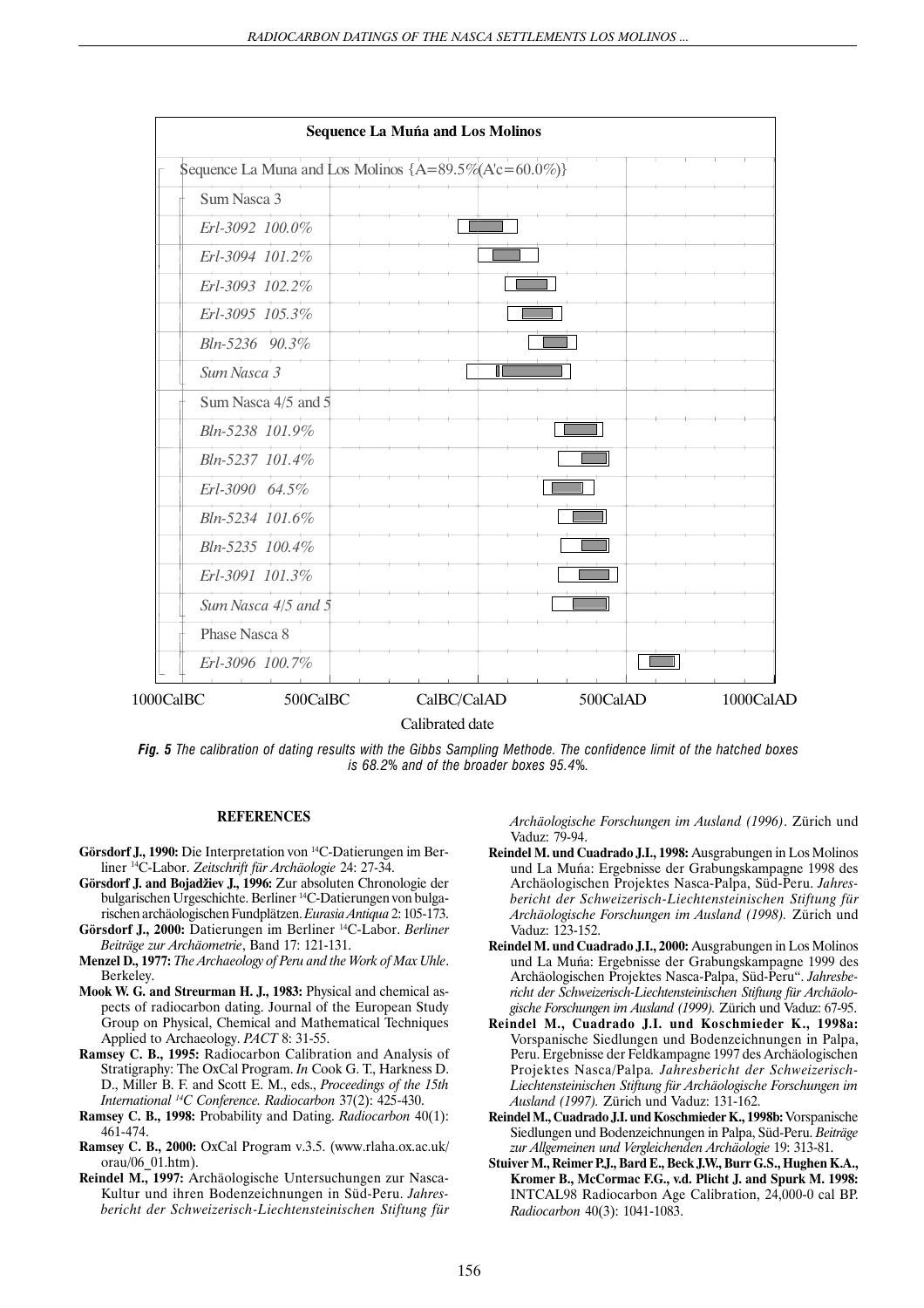Sequence La Muńa and Los Molinos

Sequence La Muna and Los Molinos {A=89.5%(A'c=60.0%)}

Sum Nasca 3

*Erl-3092 100.0%*

*Erl-3094 101.2%*

*Erl-3093 102.2%*

*Erl-3095 105.3%*

*Bln-5236 90.3%*

*Sum Nasca 3*

Sum Nasca 4/5 and 5

*Bln-5238 101.9%*

*Bln-5237 101.4%*

*Erl-3090 64.5%*

*Bln-5234 101.6%*

*Bln-5235 100.4%*

*Erl-3091 101.3%*

*Sum Nasca 4/5 and 5*

Phase Nasca 8

*Erl-3096 100.7%*

1000CalBC 500CalBC CalBC/CalAD 500CalAD 1000CalAD

Calibrated date

***Fig. 5*** *The calibration of dating results with the Gibbs Sampling Methode. The confidence limit of the hatched boxes is 68.2% and of the broader boxes 95.4%.*

## REFERENCES

**Görsdorf J., 1990:** Die Interpretation von [14]C-Datierungen im Berliner [14]C-Labor. *Zeitschrift für Archäologie* 24: 27-34.

**Görsdorf J. and Bojadžiev J., 1996:** Zur absoluten Chronologie der bulgarischen Urgeschichte. Berliner [14]C-Datierungen von bulgarischen archäologischen Fundplätzen. *Eurasia Antiqua* 2: 105-173.

**Görsdorf J., 2000:** Datierungen im Berliner [14]C-Labor. *Berliner Beiträge zur Archäometrie*, Band 17: 121-131.

**Menzel D., 1977:** *The Archaeology of Peru and the Work of Max Uhle*. Berkeley.

**Mook W. G. and Streurman H. J., 1983:** Physical and chemical aspects of radiocarbon dating. Journal of the European Study Group on Physical, Chemical and Mathematical Techniques Applied to Archaeology. *PACT* 8: 31-55.

**Ramsey C. B., 1995:** Radiocarbon Calibration and Analysis of Stratigraphy: The OxCal Program. *In* Cook G. T., Harkness D. D., Miller B. F. and Scott E. M., eds., *Proceedings of the 15th International [14]C Conference. Radiocarbon* 37(2): 425-430.

**Ramsey C. B., 1998:** Probability and Dating. *Radiocarbon* 40(1): 461-474.

**Ramsey C. B., 2000:** OxCal Program v.3.5. (www.rlaha.ox.ac.uk/orau/06_01.htm).

**Reindel M., 1997:** Archäologische Untersuchungen zur Nasca-Kultur und ihren Bodenzeichnungen in Süd-Peru. *Jahresbericht der Schweizerisch-Liechtensteinischen Stiftung für Archäologische Forschungen im Ausland (1996)*. Zürich und Vaduz: 79-94.

**Reindel M. und Cuadrado J.I., 1998:** Ausgrabungen in Los Molinos und La Muńa: Ergebnisse der Grabungskampagne 1998 des Archäologischen Projektes Nasca-Palpa, Süd-Peru. *Jahresbericht der Schweizerisch-Liechtensteinischen Stiftung für Archäologische Forschungen im Ausland (1998).* Zürich und Vaduz: 123-152.

**Reindel M. und Cuadrado J.I., 2000:** Ausgrabungen in Los Molinos und La Muńa: Ergebnisse der Grabungskampagne 1999 des Archäologischen Projektes Nasca-Palpa, Süd-Peru". *Jahresbericht der Schweizerisch-Liechtensteinischen Stiftung für Archäologische Forschungen im Ausland (1999).* Zürich und Vaduz: 67-95.

**Reindel M., Cuadrado J.I. und Koschmieder K., 1998a:** Vorspanische Siedlungen und Bodenzeichnungen in Palpa, Peru. Ergebnisse der Feldkampagne 1997 des Archäologischen Projektes Nasca/Palpa*. Jahresbericht der Schweizerisch-Liechtensteinischen Stiftung für Archäologische Forschungen im Ausland (1997).* Zürich und Vaduz: 131-162.

**Reindel M., Cuadrado J.I. und Koschmieder K., 1998b:** Vorspanische Siedlungen und Bodenzeichnungen in Palpa, Süd-Peru. *Beiträge zur Allgemeinen und Vergleichenden Archäologie* 19: 313-81.

**Stuiver M., Reimer P.J., Bard E., Beck J.W., Burr G.S., Hughen K.A., Kromer B., McCormac F.G., v.d. Plicht J. and Spurk M. 1998:** INTCAL98 Radiocarbon Age Calibration, 24,000-0 cal BP. *Radiocarbon* 40(3): 1041-1083.